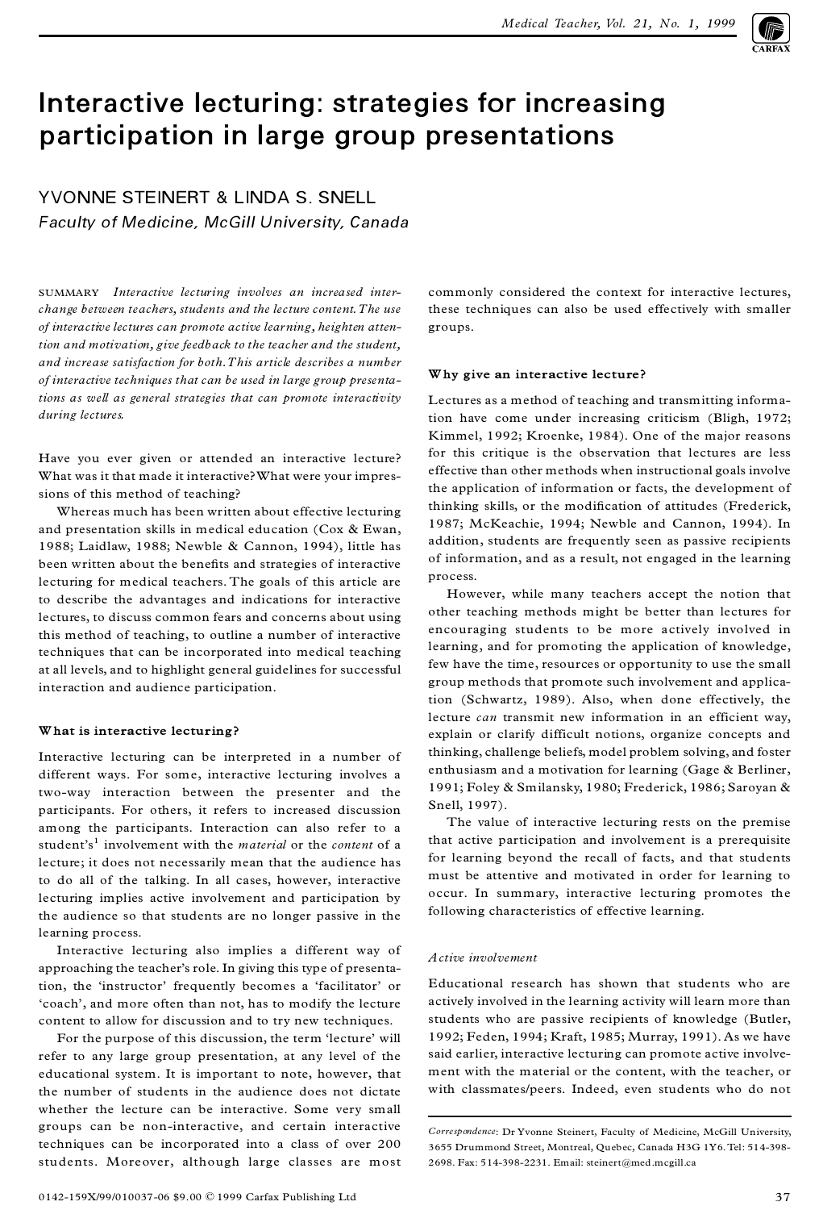# Interactive lecturing: strategies for increasing participation in large group presentations

YVONNE STEINERT & LINDA S. SNELL

*Faculty of Medicine, McGill University, Canada*

SUMMARY *Interactive lecturing involves an increased interchange between teachers, students and the lecture content. The use of interactive lectures can promote active learning, heighten attention and motivation, give feedback to the teacher and the student, and increase satisfaction for both. This article describes a number of interactive techniques that can be used in large group presentations as well as general strategies that can promote interactivity during lectures.*

Have you ever given or attended an interactive lecture? What was it that made it interactive? What were your impressions of this method of teaching?

Whereas much has been written about effective lecturing and presentation skills in medical education (Cox & Ewan, 1988; Laidlaw, 1988; Newble & Cannon, 1994), little has been written about the benefits and strategies of interactive lecturing for medical teachers. The goals of this article are to describe the advantages and indications for interactive lectures, to discuss common fears and concerns about using this method of teaching, to outline a number of interactive techniques that can be incorporated into medical teaching at all levels, and to highlight general guidelines for successful interaction and audience participation.

### What is interactive lecturing?

Interactive lecturing can be interpreted in a number of different ways. For some, interactive lecturing involves a two-way interaction between the presenter and the participants. For others, it refers to increased discussion among the participants. Interaction can also refer to a student's[1] involvement with the *material* or the *content* of a lecture; it does not necessarily mean that the audience has to do all of the talking. In all cases, however, interactive lecturing implies active involvement and participation by the audience so that students are no longer passive in the learning process.

Interactive lecturing also implies a different way of approaching the teacher's role. In giving this type of presentation, the 'instructor' frequently becomes a 'facilitator' or 'coach', and more often than not, has to modify the lecture content to allow for discussion and to try new techniques.

For the purpose of this discussion, the term 'lecture' will refer to any large group presentation, at any level of the educational system. It is important to note, however, that the number of students in the audience does not dictate whether the lecture can be interactive. Some very small groups can be non-interactive, and certain interactive techniques can be incorporated into a class of over 200 students. Moreover, although large classes are most commonly considered the context for interactive lectures, these techniques can also be used effectively with smaller groups.

### Why give an interactive lecture?

Lectures as a method of teaching and transmitting information have come under increasing criticism (Bligh, 1972; Kimmel, 1992; Kroenke, 1984). One of the major reasons for this critique is the observation that lectures are less effective than other methods when instructional goals involve the application of information or facts, the development of thinking skills, or the modification of attitudes (Frederick, 1987; McKeachie, 1994; Newble and Cannon, 1994). In addition, students are frequently seen as passive recipients of information, and as a result, not engaged in the learning process.

However, while many teachers accept the notion that other teaching methods might be better than lectures for encouraging students to be more actively involved in learning, and for promoting the application of knowledge, few have the time, resources or opportunity to use the small group methods that promote such involvement and application (Schwartz, 1989). Also, when done effectively, the lecture *can* transmit new information in an efficient way, explain or clarify difficult notions, organize concepts and thinking, challenge beliefs, model problem solving, and foster enthusiasm and a motivation for learning (Gage & Berliner, 1991; Foley & Smilansky, 1980; Frederick, 1986; Saroyan & Snell, 1997).

The value of interactive lecturing rests on the premise that active participation and involvement is a prerequisite for learning beyond the recall of facts, and that students must be attentive and motivated in order for learning to occur. In summary, interactive lecturing promotes the following characteristics of effective learning.

#### *Active involvement*

Educational research has shown that students who are actively involved in the learning activity will learn more than students who are passive recipients of knowledge (Butler, 1992; Feden, 1994; Kraft, 1985; Murray, 1991). As we have said earlier, interactive lecturing can promote active involvement with the material or the content, with the teacher, or with classmates/peers. Indeed, even students who do not

*Correspondence*: Dr Yvonne Steinert, Faculty of Medicine, McGill University, 3655 Drummond Street, Montreal, Quebec, Canada H3G 1Y6. Tel: 514-398-2698. Fax: 514-398-2231. Email: steinert@med.mcgill.ca

0142-159X/99/010037-06 $9.00 © 1999 Carfax Publishing Ltd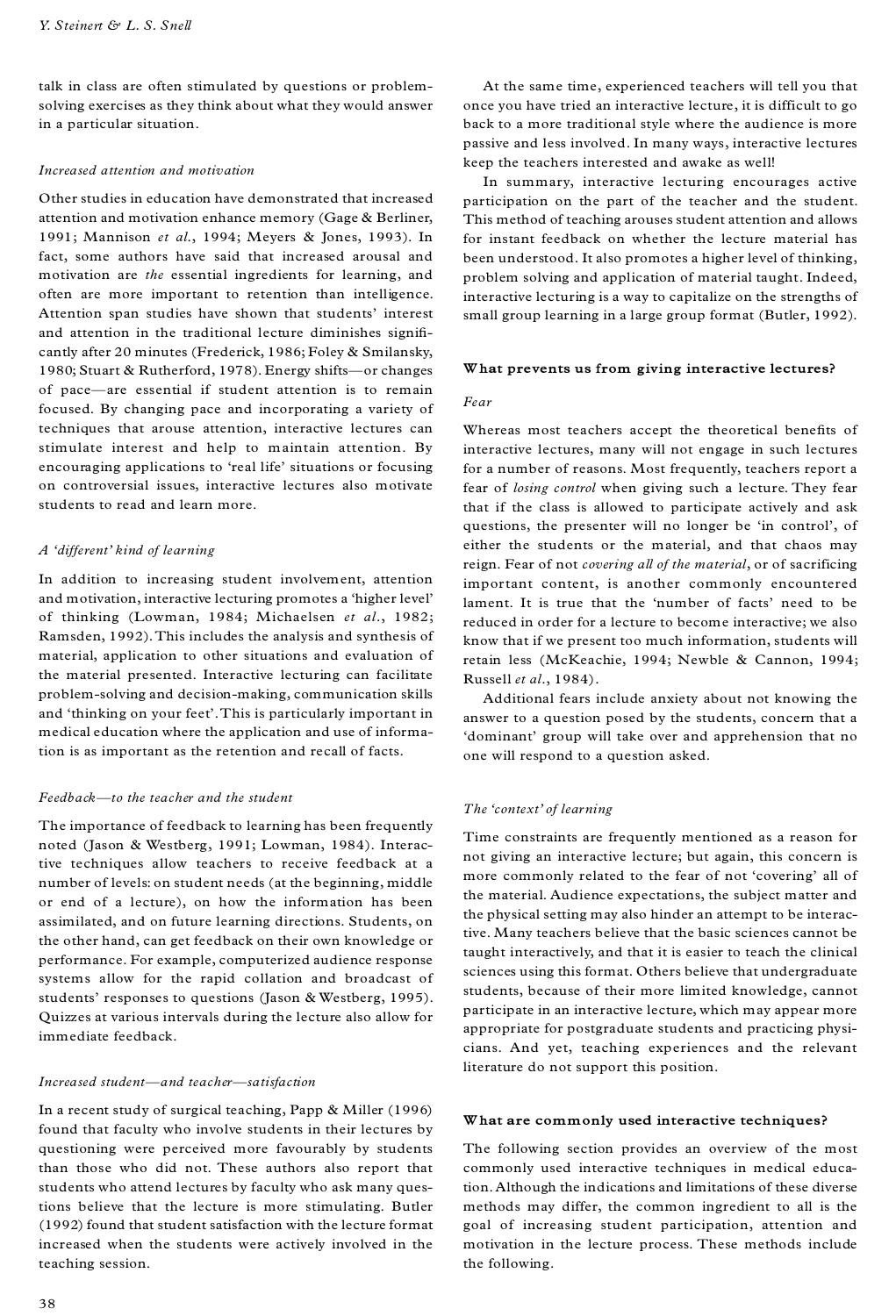talk in class are often stimulated by questions or problem-solving exercises as they think about what they would answer in a particular situation.

### *Increased attention and motivation*

Other studies in education have demonstrated that increased attention and motivation enhance memory (Gage & Berliner, 1991; Mannison *et al*., 1994; Meyers & Jones, 1993). In fact, some authors have said that increased arousal and motivation are *the* essential ingredients for learning, and often are more important to retention than intelligence. Attention span studies have shown that students' interest and attention in the traditional lecture diminishes significantly after 20 minutes (Frederick, 1986; Foley & Smilansky, 1980; Stuart & Rutherford, 1978). Energy shifts—or changes of pace—are essential if student attention is to remain focused. By changing pace and incorporating a variety of techniques that arouse attention, interactive lectures can stimulate interest and help to maintain attention. By encouraging applications to 'real life' situations or focusing on controversial issues, interactive lectures also motivate students to read and learn more.

### *A 'different' kind of learning*

In addition to increasing student involvement, attention and motivation, interactive lecturing promotes a 'higher level' of thinking (Lowman, 1984; Michaelsen *et al*., 1982; Ramsden, 1992). This includes the analysis and synthesis of material, application to other situations and evaluation of the material presented. Interactive lecturing can facilitate problem-solving and decision-making, communication skills and 'thinking on your feet'. This is particularly important in medical education where the application and use of information is as important as the retention and recall of facts.

### *Feedback—to the teacher and the student*

The importance of feedback to learning has been frequently noted (Jason & Westberg, 1991; Lowman, 1984). Interactive techniques allow teachers to receive feedback at a number of levels: on student needs (at the beginning, middle or end of a lecture), on how the information has been assimilated, and on future learning directions. Students, on the other hand, can get feedback on their own knowledge or performance. For example, computerized audience response systems allow for the rapid collation and broadcast of students' responses to questions (Jason & Westberg, 1995). Quizzes at various intervals during the lecture also allow for immediate feedback.

### *Increased student—and teacher—satisfaction*

In a recent study of surgical teaching, Papp & Miller (1996) found that faculty who involve students in their lectures by questioning were perceived more favourably by students than those who did not. These authors also report that students who attend lectures by faculty who ask many questions believe that the lecture is more stimulating. Butler (1992) found that student satisfaction with the lecture format increased when the students were actively involved in the teaching session.

At the same time, experienced teachers will tell you that once you have tried an interactive lecture, it is difficult to go back to a more traditional style where the audience is more passive and less involved. In many ways, interactive lectures keep the teachers interested and awake as well!

In summary, interactive lecturing encourages active participation on the part of the teacher and the student. This method of teaching arouses student attention and allows for instant feedback on whether the lecture material has been understood. It also promotes a higher level of thinking, problem solving and application of material taught. Indeed, interactive lecturing is a way to capitalize on the strengths of small group learning in a large group format (Butler, 1992).

## **What prevents us from giving interactive lectures?**

### *Fear*

Whereas most teachers accept the theoretical benefits of interactive lectures, many will not engage in such lectures for a number of reasons. Most frequently, teachers report a fear of *losing control* when giving such a lecture. They fear that if the class is allowed to participate actively and ask questions, the presenter will no longer be 'in control', of either the students or the material, and that chaos may reign. Fear of not *covering all of the material*, or of sacrificing important content, is another commonly encountered lament. It is true that the 'number of facts' need to be reduced in order for a lecture to become interactive; we also know that if we present too much information, students will retain less (McKeachie, 1994; Newble & Cannon, 1994; Russell *et al*., 1984).

Additional fears include anxiety about not knowing the answer to a question posed by the students, concern that a 'dominant' group will take over and apprehension that no one will respond to a question asked.

### *The 'context' of learning*

Time constraints are frequently mentioned as a reason for not giving an interactive lecture; but again, this concern is more commonly related to the fear of not 'covering' all of the material. Audience expectations, the subject matter and the physical setting may also hinder an attempt to be interactive. Many teachers believe that the basic sciences cannot be taught interactively, and that it is easier to teach the clinical sciences using this format. Others believe that undergraduate students, because of their more limited knowledge, cannot participate in an interactive lecture, which may appear more appropriate for postgraduate students and practicing physicians. And yet, teaching experiences and the relevant literature do not support this position.

## **What are commonly used interactive techniques?**

The following section provides an overview of the most commonly used interactive techniques in medical education. Although the indications and limitations of these diverse methods may differ, the common ingredient to all is the goal of increasing student participation, attention and motivation in the lecture process. These methods include the following.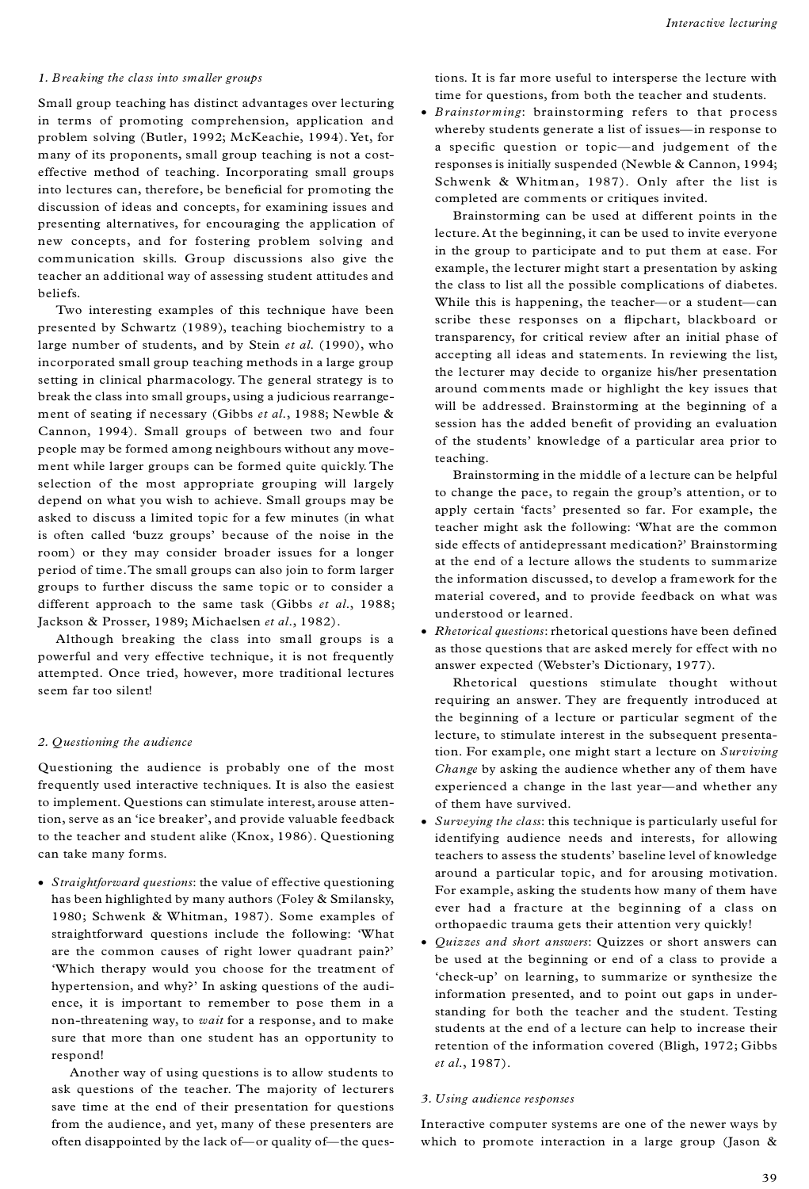### 1. Breaking the class into smaller groups

Small group teaching has distinct advantages over lecturing in terms of promoting comprehension, application and problem solving (Butler, 1992; McKeachie, 1994). Yet, for many of its proponents, small group teaching is not a cost-effective method of teaching. Incorporating small groups into lectures can, therefore, be beneficial for promoting the discussion of ideas and concepts, for examining issues and presenting alternatives, for encouraging the application of new concepts, and for fostering problem solving and communication skills. Group discussions also give the teacher an additional way of assessing student attitudes and beliefs.

Two interesting examples of this technique have been presented by Schwartz (1989), teaching biochemistry to a large number of students, and by Stein *et al.* (1990), who incorporated small group teaching methods in a large group setting in clinical pharmacology. The general strategy is to break the class into small groups, using a judicious rearrangement of seating if necessary (Gibbs *et al.*, 1988; Newble & Cannon, 1994). Small groups of between two and four people may be formed among neighbours without any movement while larger groups can be formed quite quickly. The selection of the most appropriate grouping will largely depend on what you wish to achieve. Small groups may be asked to discuss a limited topic for a few minutes (in what is often called 'buzz groups' because of the noise in the room) or they may consider broader issues for a longer period of time. The small groups can also join to form larger groups to further discuss the same topic or to consider a different approach to the same task (Gibbs *et al.*, 1988; Jackson & Prosser, 1989; Michaelsen *et al.*, 1982).

Although breaking the class into small groups is a powerful and very effective technique, it is not frequently attempted. Once tried, however, more traditional lectures seem far too silent!

### 2. Questioning the audience

Questioning the audience is probably one of the most frequently used interactive techniques. It is also the easiest to implement. Questions can stimulate interest, arouse attention, serve as an 'ice breaker', and provide valuable feedback to the teacher and student alike (Knox, 1986). Questioning can take many forms.

- *Straightforward questions*: the value of effective questioning has been highlighted by many authors (Foley & Smilansky, 1980; Schwenk & Whitman, 1987). Some examples of straightforward questions include the following: 'What are the common causes of right lower quadrant pain?' 'Which therapy would you choose for the treatment of hypertension, and why?' In asking questions of the audience, it is important to remember to pose them in a non-threatening way, to *wait* for a response, and to make sure that more than one student has an opportunity to respond!

  Another way of using questions is to allow students to ask questions of the teacher. The majority of lecturers save time at the end of their presentation for questions from the audience, and yet, many of these presenters are often disappointed by the lack of—or quality of—the questions. It is far more useful to intersperse the lecture with time for questions, from both the teacher and students.
- *Brainstorming*: brainstorming refers to that process whereby students generate a list of issues—in response to a specific question or topic—and judgement of the responses is initially suspended (Newble & Cannon, 1994; Schwenk & Whitman, 1987). Only after the list is completed are comments or critiques invited.

  Brainstorming can be used at different points in the lecture. At the beginning, it can be used to invite everyone in the group to participate and to put them at ease. For example, the lecturer might start a presentation by asking the class to list all the possible complications of diabetes. While this is happening, the teacher—or a student—can scribe these responses on a flipchart, blackboard or transparency, for critical review after an initial phase of accepting all ideas and statements. In reviewing the list, the lecturer may decide to organize his/her presentation around comments made or highlight the key issues that will be addressed. Brainstorming at the beginning of a session has the added benefit of providing an evaluation of the students' knowledge of a particular area prior to teaching.

  Brainstorming in the middle of a lecture can be helpful to change the pace, to regain the group's attention, or to apply certain 'facts' presented so far. For example, the teacher might ask the following: 'What are the common side effects of antidepressant medication?' Brainstorming at the end of a lecture allows the students to summarize the information discussed, to develop a framework for the material covered, and to provide feedback on what was understood or learned.
- *Rhetorical questions*: rhetorical questions have been defined as those questions that are asked merely for effect with no answer expected (Webster's Dictionary, 1977).

  Rhetorical questions stimulate thought without requiring an answer. They are frequently introduced at the beginning of a lecture or particular segment of the lecture, to stimulate interest in the subsequent presentation. For example, one might start a lecture on *Surviving Change* by asking the audience whether any of them have experienced a change in the last year—and whether any of them have survived.
- *Surveying the class*: this technique is particularly useful for identifying audience needs and interests, for allowing teachers to assess the students' baseline level of knowledge around a particular topic, and for arousing motivation. For example, asking the students how many of them have ever had a fracture at the beginning of a class on orthopaedic trauma gets their attention very quickly!
- *Quizzes and short answers*: Quizzes or short answers can be used at the beginning or end of a class to provide a 'check-up' on learning, to summarize or synthesize the information presented, and to point out gaps in understanding for both the teacher and the student. Testing students at the end of a lecture can help to increase their retention of the information covered (Bligh, 1972; Gibbs *et al.*, 1987).

### 3. Using audience responses

Interactive computer systems are one of the newer ways by which to promote interaction in a large group (Jason &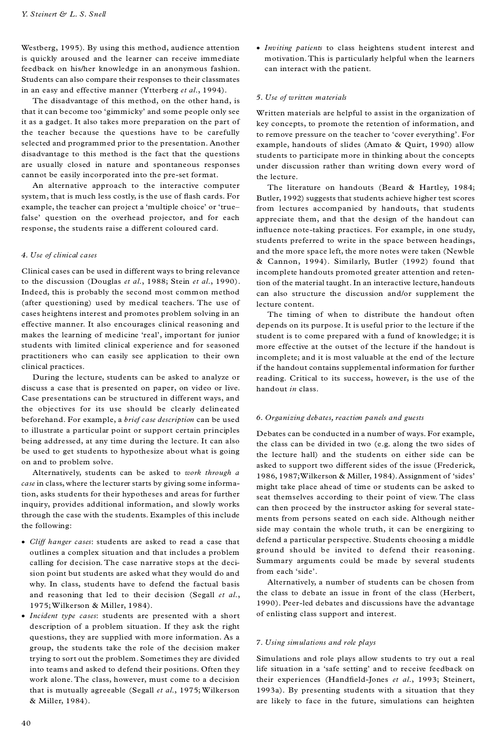Westberg, 1995). By using this method, audience attention is quickly aroused and the learner can receive immediate feedback on his/her knowledge in an anonymous fashion. Students can also compare their responses to their classmates in an easy and effective manner (Ytterberg *et al.*, 1994).

The disadvantage of this method, on the other hand, is that it can become too 'gimmicky' and some people only see it as a gadget. It also takes more preparation on the part of the teacher because the questions have to be carefully selected and programmed prior to the presentation. Another disadvantage to this method is the fact that the questions are usually closed in nature and spontaneous responses cannot be easily incorporated into the pre-set format.

An alternative approach to the interactive computer system, that is much less costly, is the use of flash cards. For example, the teacher can project a 'multiple choice' or 'true–false' question on the overhead projector, and for each response, the students raise a different coloured card.

### *4. Use of clinical cases*

Clinical cases can be used in different ways to bring relevance to the discussion (Douglas *et al.*, 1988; Stein *et al.*, 1990). Indeed, this is probably the second most common method (after questioning) used by medical teachers. The use of cases heightens interest and promotes problem solving in an effective manner. It also encourages clinical reasoning and makes the learning of medicine 'real', important for junior students with limited clinical experience and for seasoned practitioners who can easily see application to their own clinical practices.

During the lecture, students can be asked to analyze or discuss a case that is presented on paper, on video or live. Case presentations can be structured in different ways, and the objectives for its use should be clearly delineated beforehand. For example, a *brief case description* can be used to illustrate a particular point or support certain principles being addressed, at any time during the lecture. It can also be used to get students to hypothesize about what is going on and to problem solve.

Alternatively, students can be asked to *work through a case* in class, where the lecturer starts by giving some information, asks students for their hypotheses and areas for further inquiry, provides additional information, and slowly works through the case with the students. Examples of this include the following:

- *Cliff hanger cases*: students are asked to read a case that outlines a complex situation and that includes a problem calling for decision. The case narrative stops at the decision point but students are asked what they would do and why. In class, students have to defend the factual basis and reasoning that led to their decision (Segall *et al.*, 1975; Wilkerson & Miller, 1984).
- *Incident type cases*: students are presented with a short description of a problem situation. If they ask the right questions, they are supplied with more information. As a group, the students take the role of the decision maker trying to sort out the problem. Sometimes they are divided into teams and asked to defend their positions. Often they work alone. The class, however, must come to a decision that is mutually agreeable (Segall *et al.*, 1975; Wilkerson & Miller, 1984).
- *Inviting patients* to class heightens student interest and motivation. This is particularly helpful when the learners can interact with the patient.

### *5. Use of written materials*

Written materials are helpful to assist in the organization of key concepts, to promote the retention of information, and to remove pressure on the teacher to 'cover everything'. For example, handouts of slides (Amato & Quirt, 1990) allow students to participate more in thinking about the concepts under discussion rather than writing down every word of the lecture.

The literature on handouts (Beard & Hartley, 1984; Butler, 1992) suggests that students achieve higher test scores from lectures accompanied by handouts, that students appreciate them, and that the design of the handout can influence note-taking practices. For example, in one study, students preferred to write in the space between headings, and the more space left, the more notes were taken (Newble & Cannon, 1994). Similarly, Butler (1992) found that incomplete handouts promoted greater attention and retention of the material taught. In an interactive lecture, handouts can also structure the discussion and/or supplement the lecture content.

The timing of when to distribute the handout often depends on its purpose. It is useful prior to the lecture if the student is to come prepared with a fund of knowledge; it is more effective at the outset of the lecture if the handout is incomplete; and it is most valuable at the end of the lecture if the handout contains supplemental information for further reading. Critical to its success, however, is the use of the handout *in* class.

### *6. Organizing debates, reaction panels and guests*

Debates can be conducted in a number of ways. For example, the class can be divided in two (e.g. along the two sides of the lecture hall) and the students on either side can be asked to support two different sides of the issue (Frederick, 1986, 1987; Wilkerson & Miller, 1984). Assignment of 'sides' might take place ahead of time or students can be asked to seat themselves according to their point of view. The class can then proceed by the instructor asking for several statements from persons seated on each side. Although neither side may contain the whole truth, it can be energizing to defend a particular perspective. Students choosing a middle ground should be invited to defend their reasoning. Summary arguments could be made by several students from each 'side'.

Alternatively, a number of students can be chosen from the class to debate an issue in front of the class (Herbert, 1990). Peer-led debates and discussions have the advantage of enlisting class support and interest.

### *7. Using simulations and role plays*

Simulations and role plays allow students to try out a real life situation in a 'safe setting' and to receive feedback on their experiences (Handfield-Jones *et al.*, 1993; Steinert, 1993a). By presenting students with a situation that they are likely to face in the future, simulations can heighten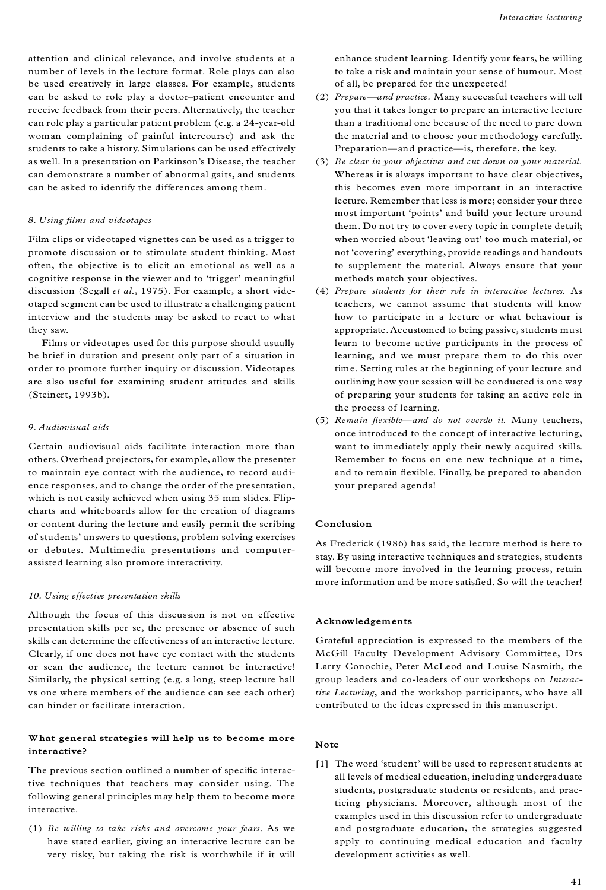attention and clinical relevance, and involve students at a number of levels in the lecture format. Role plays can also be used creatively in large classes. For example, students can be asked to role play a doctor–patient encounter and receive feedback from their peers. Alternatively, the teacher can role play a particular patient problem (e.g. a 24-year-old woman complaining of painful intercourse) and ask the students to take a history. Simulations can be used effectively as well. In a presentation on Parkinson's Disease, the teacher can demonstrate a number of abnormal gaits, and students can be asked to identify the differences among them.

#### *8. Using films and videotapes*

Film clips or videotaped vignettes can be used as a trigger to promote discussion or to stimulate student thinking. Most often, the objective is to elicit an emotional as well as a cognitive response in the viewer and to 'trigger' meaningful discussion (Segall *et al.*, 1975). For example, a short videotaped segment can be used to illustrate a challenging patient interview and the students may be asked to react to what they saw.

Films or videotapes used for this purpose should usually be brief in duration and present only part of a situation in order to promote further inquiry or discussion. Videotapes are also useful for examining student attitudes and skills (Steinert, 1993b).

#### *9. Audiovisual aids*

Certain audiovisual aids facilitate interaction more than others. Overhead projectors, for example, allow the presenter to maintain eye contact with the audience, to record audience responses, and to change the order of the presentation, which is not easily achieved when using 35 mm slides. Flipcharts and whiteboards allow for the creation of diagrams or content during the lecture and easily permit the scribing of students' answers to questions, problem solving exercises or debates. Multimedia presentations and computer-assisted learning also promote interactivity.

#### *10. Using effective presentation skills*

Although the focus of this discussion is not on effective presentation skills per se, the presence or absence of such skills can determine the effectiveness of an interactive lecture. Clearly, if one does not have eye contact with the students or scan the audience, the lecture cannot be interactive! Similarly, the physical setting (e.g. a long, steep lecture hall vs one where members of the audience can see each other) can hinder or facilitate interaction.

### What general strategies will help us to become more interactive?

The previous section outlined a number of specific interactive techniques that teachers may consider using. The following general principles may help them to become more interactive.

(1) *Be willing to take risks and overcome your fears.* As we have stated earlier, giving an interactive lecture can be very risky, but taking the risk is worthwhile if it will enhance student learning. Identify your fears, be willing to take a risk and maintain your sense of humour. Most of all, be prepared for the unexpected!

(2) *Prepare—and practice.* Many successful teachers will tell you that it takes longer to prepare an interactive lecture than a traditional one because of the need to pare down the material and to choose your methodology carefully. Preparation—and practice—is, therefore, the key.

(3) *Be clear in your objectives and cut down on your material.* Whereas it is always important to have clear objectives, this becomes even more important in an interactive lecture. Remember that less is more; consider your three most important 'points' and build your lecture around them. Do not try to cover every topic in complete detail; when worried about 'leaving out' too much material, or not 'covering' everything, provide readings and handouts to supplement the material. Always ensure that your methods match your objectives.

(4) *Prepare students for their role in interactive lectures.* As teachers, we cannot assume that students will know how to participate in a lecture or what behaviour is appropriate. Accustomed to being passive, students must learn to become active participants in the process of learning, and we must prepare them to do this over time. Setting rules at the beginning of your lecture and outlining how your session will be conducted is one way of preparing your students for taking an active role in the process of learning.

(5) *Remain flexible—and do not overdo it.* Many teachers, once introduced to the concept of interactive lecturing, want to immediately apply their newly acquired skills. Remember to focus on one new technique at a time, and to remain flexible. Finally, be prepared to abandon your prepared agenda!

### Conclusion

As Frederick (1986) has said, the lecture method is here to stay. By using interactive techniques and strategies, students will become more involved in the learning process, retain more information and be more satisfied. So will the teacher!

### Acknowledgements

Grateful appreciation is expressed to the members of the McGill Faculty Development Advisory Committee, Drs Larry Conochie, Peter McLeod and Louise Nasmith, the group leaders and co-leaders of our workshops on *Interactive Lecturing*, and the workshop participants, who have all contributed to the ideas expressed in this manuscript.

### Note

[1] The word 'student' will be used to represent students at all levels of medical education, including undergraduate students, postgraduate students or residents, and practicing physicians. Moreover, although most of the examples used in this discussion refer to undergraduate and postgraduate education, the strategies suggested apply to continuing medical education and faculty development activities as well.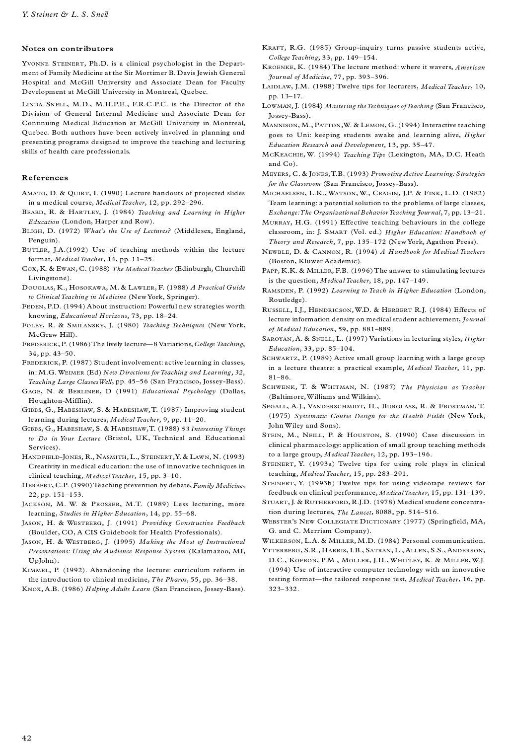## Notes on contributors

YVONNE STEINERT, Ph.D. is a clinical psychologist in the Department of Family Medicine at the Sir Mortimer B. Davis Jewish General Hospital and McGill University and Associate Dean for Faculty Development at McGill University in Montreal, Quebec.

LINDA SNELL, M.D., M.H.P.E., F.R.C.P.C. is the Director of the Division of General Internal Medicine and Associate Dean for Continuing Medical Education at McGill University in Montreal, Quebec. Both authors have been actively involved in planning and presenting programs designed to improve the teaching and lecturing skills of health care professionals.

## References

AMATO, D. & QUIRT, I. (1990) Lecture handouts of projected slides in a medical course, *Medical Teacher*, 12, pp. 292–296.

BEARD, R. & HARTLEY, J. (1984) *Teaching and Learning in Higher Education* (London, Harper and Row).

BLIGH, D. (1972) *What's the Use of Lectures?* (Middlesex, England, Penguin).

BUTLER, J.A.(1992) Use of teaching methods within the lecture format, *Medical Teacher*, 14, pp. 11–25.

COX, K. & EWAN, C. (1988) *The Medical Teacher* (Edinburgh, Churchill Livingstone).

DOUGLAS, K., HOSOKAWA, M. & LAWLER, F. (1988) *A Practical Guide to Clinical Teaching in Medicine* (New York, Springer).

FEDEN, P.D. (1994) About instruction: Powerful new strategies worth knowing, *Educational Horizons*, 73, pp. 18–24.

FOLEY, R. & SMILANSKY, J. (1980) *Teaching Techniques* (New York, McGraw Hill).

FREDERICK, P. (1986) The lively lecture—8 Variations, *College Teaching*, 34, pp. 43–50.

FREDERICK, P. (1987) Student involvement: active learning in classes, in: M.G. WEIMER (Ed) *New Directions for Teaching and Learning, 32, Teaching Large Classes Well*, pp. 45–56 (San Francisco, Jossey-Bass).

GAGE, N. & BERLINER, D (1991) *Educational Psychology* (Dallas, Houghton-Mifflin).

GIBBS, G., HABESHAW, S. & HABESHAW, T. (1987) Improving student learning during lectures, *Medical Teacher*, 9, pp. 11–20.

GIBBS, G., HABESHAW, S. & HABESHAW, T. (1988) *53 Interesting Things to Do in Your Lecture* (Bristol, UK, Technical and Educational Services).

HANDFIELD-JONES, R., NASMITH, L., STEINERT, Y. & LAWN, N. (1993) Creativity in medical education: the use of innovative techniques in clinical teaching, *Medical Teacher*, 15, pp. 3–10.

HERBERT, C.P. (1990) Teaching prevention by debate, *Family Medicine*, 22, pp. 151–153.

JACKSON, M. W. & PROSSER, M.T. (1989) Less lecturing, more learning, *Studies in Higher Education*, 14, pp. 55–68.

JASON, H. & WESTBERG, J. (1991) *Providing Constructive Feedback* (Boulder, CO, A CIS Guidebook for Health Professionals).

JASON, H. & WESTBERG, J. (1995) *Making the Most of Instructional Presentations: Using the Audience Response System* (Kalamazoo, MI, UpJohn).

KIMMEL, P. (1992). Abandoning the lecture: curriculum reform in the introduction to clinical medicine, *The Pharos*, 55, pp. 36–38.

KNOX, A.B. (1986) *Helping Adults Learn* (San Francisco, Jossey-Bass).

KRAFT, R.G. (1985) Group-inquiry turns passive students active, *College Teaching*, 33, pp. 149–154.

KROENKE, K. (1984) The lecture method: where it wavers, *American Journal of Medicine*, 77, pp. 393–396.

LAIDLAW, J.M. (1988) Twelve tips for lecturers, *Medical Teacher*, 10, pp. 13–17.

LOWMAN, J. (1984) *Mastering the Techniques of Teaching* (San Francisco, Jossey-Bass).

MANNISON, M., PATTON, W. & LEMON, G. (1994) Interactive teaching goes to Uni: keeping students awake and learning alive, *Higher Education Research and Development*, 13, pp. 35–47.

MCKEACHIE, W. (1994) *Teaching Tips* (Lexington, MA, D.C. Heath and Co).

MEYERS, C. & JONES, T.B. (1993) *Promoting Active Learning: Strategies for the Classroom* (San Francisco, Jossey-Bass).

MICHAELSEN, L.K., WATSON, W., CRAGIN, J.P. & FINK, L.D. (1982) Team learning: a potential solution to the problems of large classes, *Exchange: The Organizational Behavior Teaching Journal*, 7, pp. 13–21.

MURRAY, H.G. (1991) Effective teaching behaviours in the college classroom, in: J. SMART (Vol. ed.) *Higher Education: Handbook of Theory and Research*, 7, pp. 135–172 (New York, Agathon Press).

NEWBLE, D. & CANNON, R. (1994) *A Handbook for Medical Teachers* (Boston, Kluwer Academic).

PAPP, K.K. & MILLER, F.B. (1996) The answer to stimulating lectures is the question, *Medical Teacher*, 18, pp. 147–149.

RAMSDEN, P. (1992) *Learning to Teach in Higher Education* (London, Routledge).

RUSSELL, I.J., HENDRICSON, W.D. & HERBERT R.J. (1984) Effects of lecture information density on medical student achievement, *Journal of Medical Education*, 59, pp. 881–889.

SAROYAN, A. & SNELL, L. (1997) Variations in lecturing styles, *Higher Education*, 33, pp. 85–104.

SCHWARTZ, P. (1989) Active small group learning with a large group in a lecture theatre: a practical example, *Medical Teacher*, 11, pp. 81–86.

SCHWENK, T. & WHITMAN, N. (1987) *The Physician as Teacher* (Baltimore, Williams and Wilkins).

SEGALL, A.J., VANDERSCHMIDT, H., BURGLASS, R. & FROSTMAN, T. (1975) *Systematic Course Design for the Health Fields* (New York, John Wiley and Sons).

STEIN, M., NEILL, P. & HOUSTON, S. (1990) Case discussion in clinical pharmacology: application of small group teaching methods to a large group, *Medical Teacher*, 12, pp. 193–196.

STEINERT, Y. (1993a) Twelve tips for using role plays in clinical teaching, *Medical Teacher*, 15, pp. 283–291.

STEINERT, Y. (1993b) Twelve tips for using videotape reviews for feedback on clinical performance, *Medical Teacher*, 15, pp. 131–139.

STUART, J. & RUTHERFORD, R.J.D. (1978) Medical student concentration during lectures, *The Lancet*, 8088, pp. 514–516.

WEBSTER'S NEW COLLEGIATE DICTIONARY (1977) (Springfield, MA, G. and C. Merriam Company).

WILKERSON, L.A. & MILLER, M.D. (1984) Personal communication.

YTTERBERG, S.R., HARRIS, I.B., SATRAN, L., ALLEN, S.S., ANDERSON, D.C., KOFRON, P.M., MOLLER, J.H., WHITLEY, K. & MILLER, W.J. (1994) Use of interactive computer technology with an innovative testing format—the tailored response test, *Medical Teacher*, 16, pp. 323–332.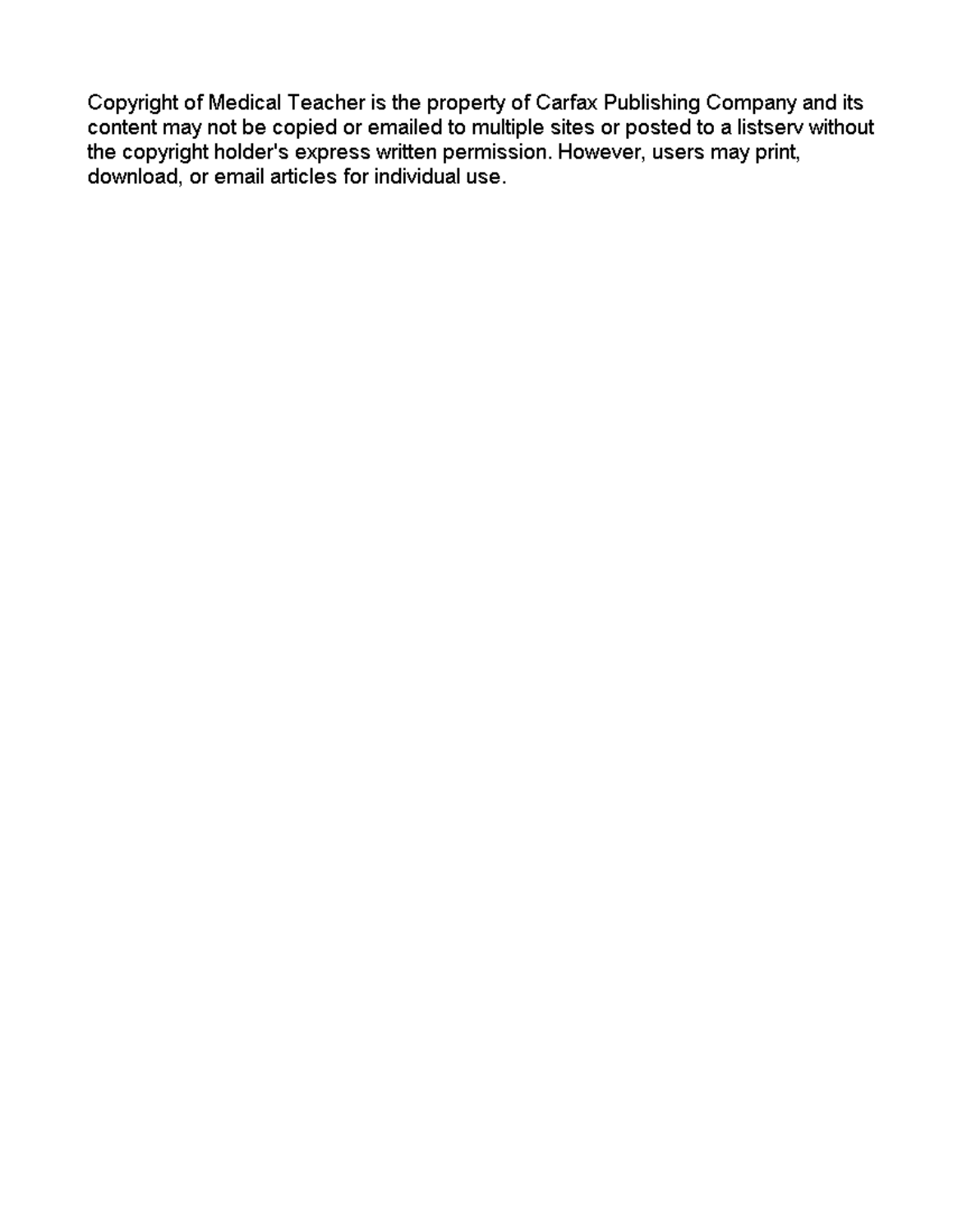Copyright of Medical Teacher is the property of Carfax Publishing Company and its content may not be copied or emailed to multiple sites or posted to a listserv without the copyright holder's express written permission. However, users may print, download, or email articles for individual use.